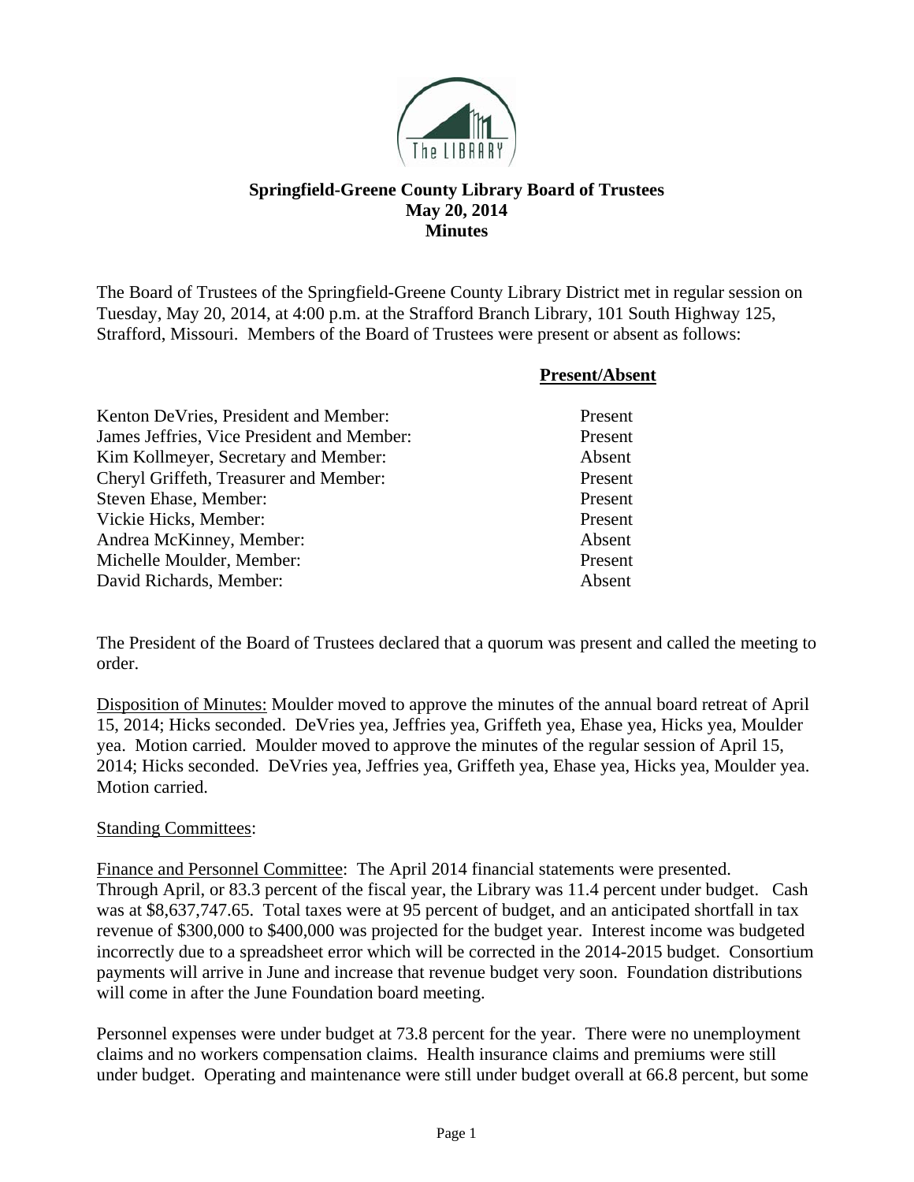# Springfield-Greene County Library Board of Trustees
## May 20, 2014
## Minutes

The Board of Trustees of the Springfield-Greene County Library District met in regular session on Tuesday, May 20, 2014, at 4:00 p.m. at the Strafford Branch Library, 101 South Highway 125, Strafford, Missouri. Members of the Board of Trustees were present or absent as follows:

| | **Present/Absent** |
|---|---|
| Kenton DeVries, President and Member: | Present |
| James Jeffries, Vice President and Member: | Present |
| Kim Kollmeyer, Secretary and Member: | Absent |
| Cheryl Griffeth, Treasurer and Member: | Present |
| Steven Ehase, Member: | Present |
| Vickie Hicks, Member: | Present |
| Andrea McKinney, Member: | Absent |
| Michelle Moulder, Member: | Present |
| David Richards, Member: | Absent |

The President of the Board of Trustees declared that a quorum was present and called the meeting to order.

Disposition of Minutes: Moulder moved to approve the minutes of the annual board retreat of April 15, 2014; Hicks seconded. DeVries yea, Jeffries yea, Griffeth yea, Ehase yea, Hicks yea, Moulder yea. Motion carried. Moulder moved to approve the minutes of the regular session of April 15, 2014; Hicks seconded. DeVries yea, Jeffries yea, Griffeth yea, Ehase yea, Hicks yea, Moulder yea. Motion carried.

Standing Committees:

Finance and Personnel Committee: The April 2014 financial statements were presented. Through April, or 83.3 percent of the fiscal year, the Library was 11.4 percent under budget. Cash was at $8,637,747.65. Total taxes were at 95 percent of budget, and an anticipated shortfall in tax revenue of $300,000 to $400,000 was projected for the budget year. Interest income was budgeted incorrectly due to a spreadsheet error which will be corrected in the 2014-2015 budget. Consortium payments will arrive in June and increase that revenue budget very soon. Foundation distributions will come in after the June Foundation board meeting.

Personnel expenses were under budget at 73.8 percent for the year. There were no unemployment claims and no workers compensation claims. Health insurance claims and premiums were still under budget. Operating and maintenance were still under budget overall at 66.8 percent, but some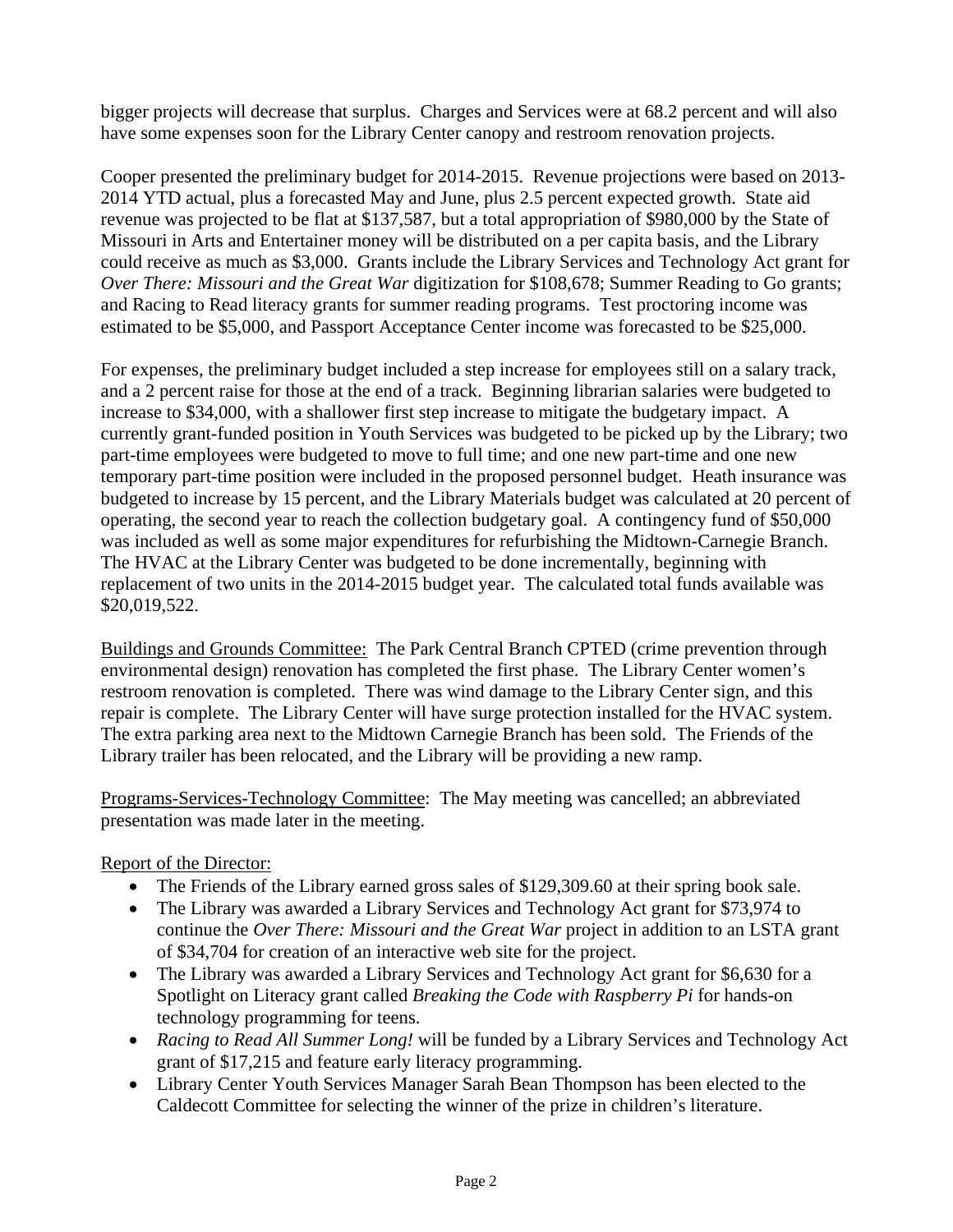bigger projects will decrease that surplus. Charges and Services were at 68.2 percent and will also have some expenses soon for the Library Center canopy and restroom renovation projects.

Cooper presented the preliminary budget for 2014-2015. Revenue projections were based on 2013-2014 YTD actual, plus a forecasted May and June, plus 2.5 percent expected growth. State aid revenue was projected to be flat at $137,587, but a total appropriation of $980,000 by the State of Missouri in Arts and Entertainer money will be distributed on a per capita basis, and the Library could receive as much as $3,000. Grants include the Library Services and Technology Act grant for *Over There: Missouri and the Great War* digitization for $108,678; Summer Reading to Go grants; and Racing to Read literacy grants for summer reading programs. Test proctoring income was estimated to be $5,000, and Passport Acceptance Center income was forecasted to be $25,000.

For expenses, the preliminary budget included a step increase for employees still on a salary track, and a 2 percent raise for those at the end of a track. Beginning librarian salaries were budgeted to increase to $34,000, with a shallower first step increase to mitigate the budgetary impact. A currently grant-funded position in Youth Services was budgeted to be picked up by the Library; two part-time employees were budgeted to move to full time; and one new part-time and one new temporary part-time position were included in the proposed personnel budget. Heath insurance was budgeted to increase by 15 percent, and the Library Materials budget was calculated at 20 percent of operating, the second year to reach the collection budgetary goal. A contingency fund of $50,000 was included as well as some major expenditures for refurbishing the Midtown-Carnegie Branch. The HVAC at the Library Center was budgeted to be done incrementally, beginning with replacement of two units in the 2014-2015 budget year. The calculated total funds available was $20,019,522.

<u>Buildings and Grounds Committee:</u> The Park Central Branch CPTED (crime prevention through environmental design) renovation has completed the first phase. The Library Center women's restroom renovation is completed. There was wind damage to the Library Center sign, and this repair is complete. The Library Center will have surge protection installed for the HVAC system. The extra parking area next to the Midtown Carnegie Branch has been sold. The Friends of the Library trailer has been relocated, and the Library will be providing a new ramp.

<u>Programs-Services-Technology Committee</u>: The May meeting was cancelled; an abbreviated presentation was made later in the meeting.

<u>Report of the Director:</u>

- The Friends of the Library earned gross sales of $129,309.60 at their spring book sale.
- The Library was awarded a Library Services and Technology Act grant for $73,974 to continue the *Over There: Missouri and the Great War* project in addition to an LSTA grant of $34,704 for creation of an interactive web site for the project.
- The Library was awarded a Library Services and Technology Act grant for $6,630 for a Spotlight on Literacy grant called *Breaking the Code with Raspberry Pi* for hands-on technology programming for teens.
- *Racing to Read All Summer Long!* will be funded by a Library Services and Technology Act grant of $17,215 and feature early literacy programming.
- Library Center Youth Services Manager Sarah Bean Thompson has been elected to the Caldecott Committee for selecting the winner of the prize in children's literature.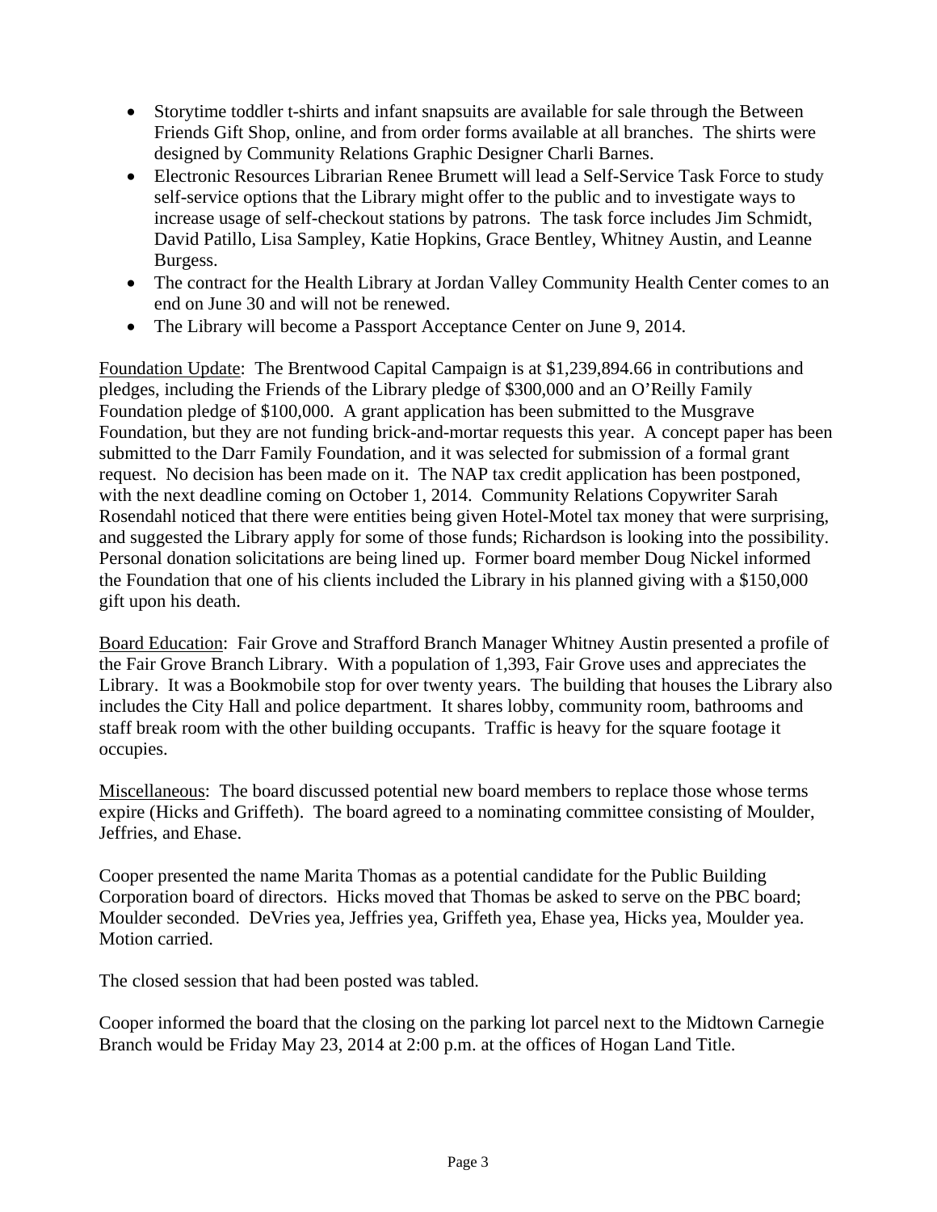- Storytime toddler t-shirts and infant snapsuits are available for sale through the Between Friends Gift Shop, online, and from order forms available at all branches. The shirts were designed by Community Relations Graphic Designer Charli Barnes.
- Electronic Resources Librarian Renee Brumett will lead a Self-Service Task Force to study self-service options that the Library might offer to the public and to investigate ways to increase usage of self-checkout stations by patrons. The task force includes Jim Schmidt, David Patillo, Lisa Sampley, Katie Hopkins, Grace Bentley, Whitney Austin, and Leanne Burgess.
- The contract for the Health Library at Jordan Valley Community Health Center comes to an end on June 30 and will not be renewed.
- The Library will become a Passport Acceptance Center on June 9, 2014.

<u>Foundation Update</u>: The Brentwood Capital Campaign is at $1,239,894.66 in contributions and pledges, including the Friends of the Library pledge of $300,000 and an O'Reilly Family Foundation pledge of $100,000. A grant application has been submitted to the Musgrave Foundation, but they are not funding brick-and-mortar requests this year. A concept paper has been submitted to the Darr Family Foundation, and it was selected for submission of a formal grant request. No decision has been made on it. The NAP tax credit application has been postponed, with the next deadline coming on October 1, 2014. Community Relations Copywriter Sarah Rosendahl noticed that there were entities being given Hotel-Motel tax money that were surprising, and suggested the Library apply for some of those funds; Richardson is looking into the possibility. Personal donation solicitations are being lined up. Former board member Doug Nickel informed the Foundation that one of his clients included the Library in his planned giving with a $150,000 gift upon his death.

<u>Board Education</u>: Fair Grove and Strafford Branch Manager Whitney Austin presented a profile of the Fair Grove Branch Library. With a population of 1,393, Fair Grove uses and appreciates the Library. It was a Bookmobile stop for over twenty years. The building that houses the Library also includes the City Hall and police department. It shares lobby, community room, bathrooms and staff break room with the other building occupants. Traffic is heavy for the square footage it occupies.

<u>Miscellaneous</u>: The board discussed potential new board members to replace those whose terms expire (Hicks and Griffeth). The board agreed to a nominating committee consisting of Moulder, Jeffries, and Ehase.

Cooper presented the name Marita Thomas as a potential candidate for the Public Building Corporation board of directors. Hicks moved that Thomas be asked to serve on the PBC board; Moulder seconded. DeVries yea, Jeffries yea, Griffeth yea, Ehase yea, Hicks yea, Moulder yea. Motion carried.

The closed session that had been posted was tabled.

Cooper informed the board that the closing on the parking lot parcel next to the Midtown Carnegie Branch would be Friday May 23, 2014 at 2:00 p.m. at the offices of Hogan Land Title.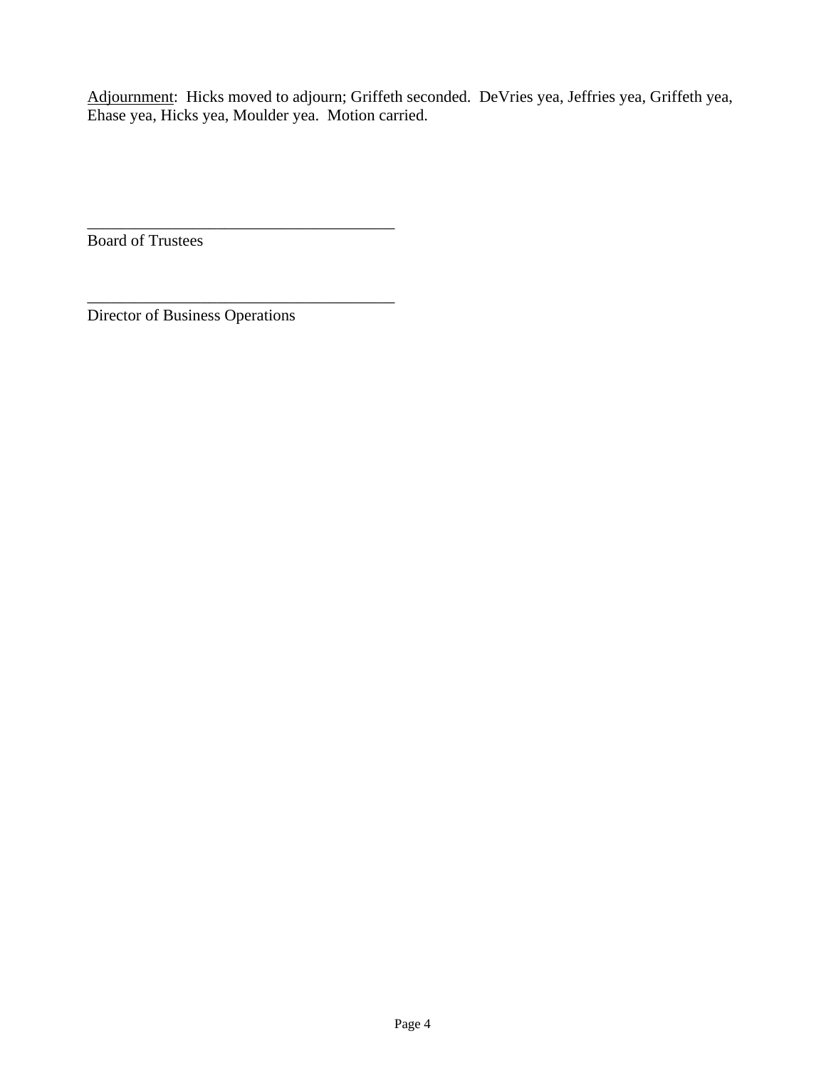<u>Adjournment</u>: Hicks moved to adjourn; Griffeth seconded. DeVries yea, Jeffries yea, Griffeth yea, Ehase yea, Hicks yea, Moulder yea. Motion carried.

\_\_\_\_\_\_\_\_\_\_\_\_\_\_\_\_\_\_\_\_\_\_\_\_\_\_\_\_\_\_\_\_\_\_\_\_\_\_\_

Board of Trustees

\_\_\_\_\_\_\_\_\_\_\_\_\_\_\_\_\_\_\_\_\_\_\_\_\_\_\_\_\_\_\_\_\_\_\_\_\_\_\_

Director of Business Operations